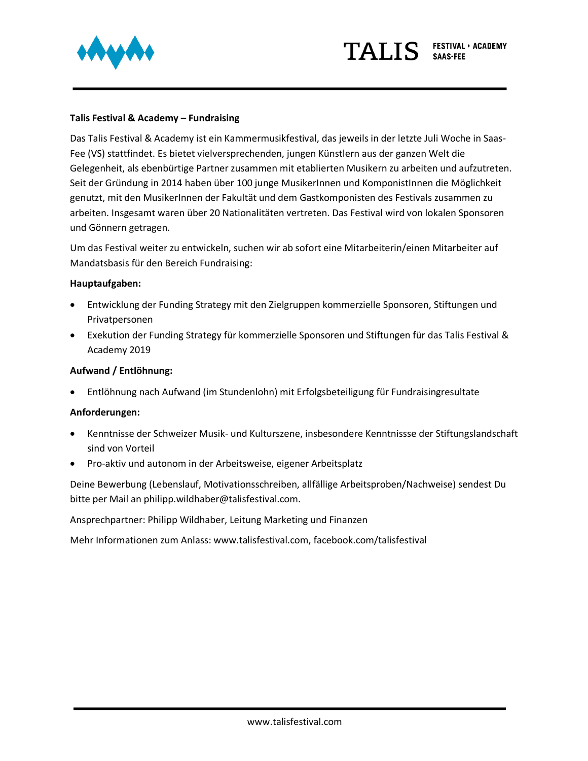**Talis Festival & Academy – Fundraising**

Das Talis Festival & Academy ist ein Kammermusikfestival, das jeweils in der letzte Juli Woche in Saas-Fee (VS) stattfindet. Es bietet vielversprechenden, jungen Künstlern aus der ganzen Welt die Gelegenheit, als ebenbürtige Partner zusammen mit etablierten Musikern zu arbeiten und aufzutreten. Seit der Gründung in 2014 haben über 100 junge MusikerInnen und KomponistInnen die Möglichkeit genutzt, mit den MusikerInnen der Fakultät und dem Gastkomponisten des Festivals zusammen zu arbeiten. Insgesamt waren über 20 Nationalitäten vertreten. Das Festival wird von lokalen Sponsoren und Gönnern getragen.

Um das Festival weiter zu entwickeln, suchen wir ab sofort eine Mitarbeiterin/einen Mitarbeiter auf Mandatsbasis für den Bereich Fundraising:

**Hauptaufgaben:**

- Entwicklung der Funding Strategy mit den Zielgruppen kommerzielle Sponsoren, Stiftungen und Privatpersonen
- Exekution der Funding Strategy für kommerzielle Sponsoren und Stiftungen für das Talis Festival & Academy 2019

**Aufwand / Entlöhnung:**

- Entlöhnung nach Aufwand (im Stundenlohn) mit Erfolgsbeteiligung für Fundraisingresultate

**Anforderungen:**

- Kenntnisse der Schweizer Musik- und Kulturszene, insbesondere Kenntnissse der Stiftungslandschaft sind von Vorteil
- Pro-aktiv und autonom in der Arbeitsweise, eigener Arbeitsplatz

Deine Bewerbung (Lebenslauf, Motivationsschreiben, allfällige Arbeitsproben/Nachweise) sendest Du bitte per Mail an philipp.wildhaber@talisfestival.com.

Ansprechpartner: Philipp Wildhaber, Leitung Marketing und Finanzen

Mehr Informationen zum Anlass: www.talisfestival.com, facebook.com/talisfestival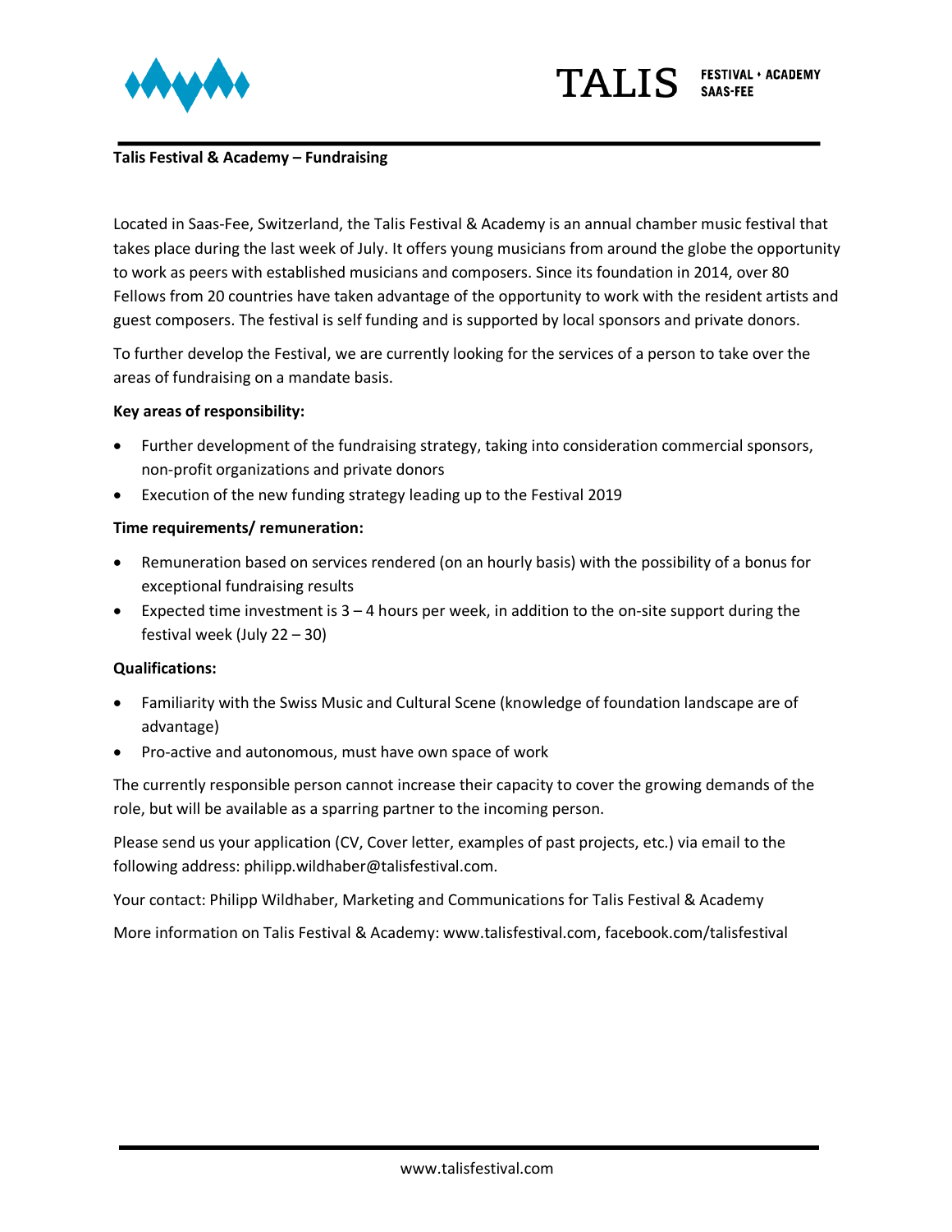**Talis Festival & Academy – Fundraising**

Located in Saas-Fee, Switzerland, the Talis Festival & Academy is an annual chamber music festival that takes place during the last week of July. It offers young musicians from around the globe the opportunity to work as peers with established musicians and composers. Since its foundation in 2014, over 80 Fellows from 20 countries have taken advantage of the opportunity to work with the resident artists and guest composers. The festival is self funding and is supported by local sponsors and private donors.

To further develop the Festival, we are currently looking for the services of a person to take over the areas of fundraising on a mandate basis.

**Key areas of responsibility:**

- Further development of the fundraising strategy, taking into consideration commercial sponsors, non-profit organizations and private donors
- Execution of the new funding strategy leading up to the Festival 2019

**Time requirements/ remuneration:**

- Remuneration based on services rendered (on an hourly basis) with the possibility of a bonus for exceptional fundraising results
- Expected time investment is 3 – 4 hours per week, in addition to the on-site support during the festival week (July 22 – 30)

**Qualifications:**

- Familiarity with the Swiss Music and Cultural Scene (knowledge of foundation landscape are of advantage)
- Pro-active and autonomous, must have own space of work

The currently responsible person cannot increase their capacity to cover the growing demands of the role, but will be available as a sparring partner to the incoming person.

Please send us your application (CV, Cover letter, examples of past projects, etc.) via email to the following address: philipp.wildhaber@talisfestival.com.

Your contact: Philipp Wildhaber, Marketing and Communications for Talis Festival & Academy

More information on Talis Festival & Academy: www.talisfestival.com, facebook.com/talisfestival